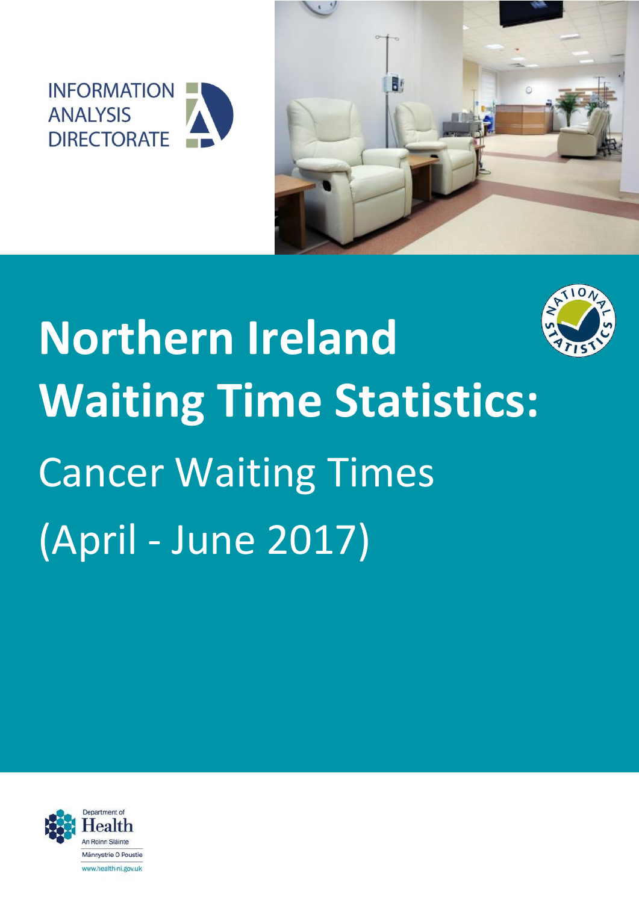INFORMATION ANALYSIS DIRECTORATE

# Northern Ireland Waiting Time Statistics:

## Cancer Waiting Times (April - June 2017)

Department of Health
An Roinn Sláinte
Mânnystrie O Poustie
www.health-ni.gov.uk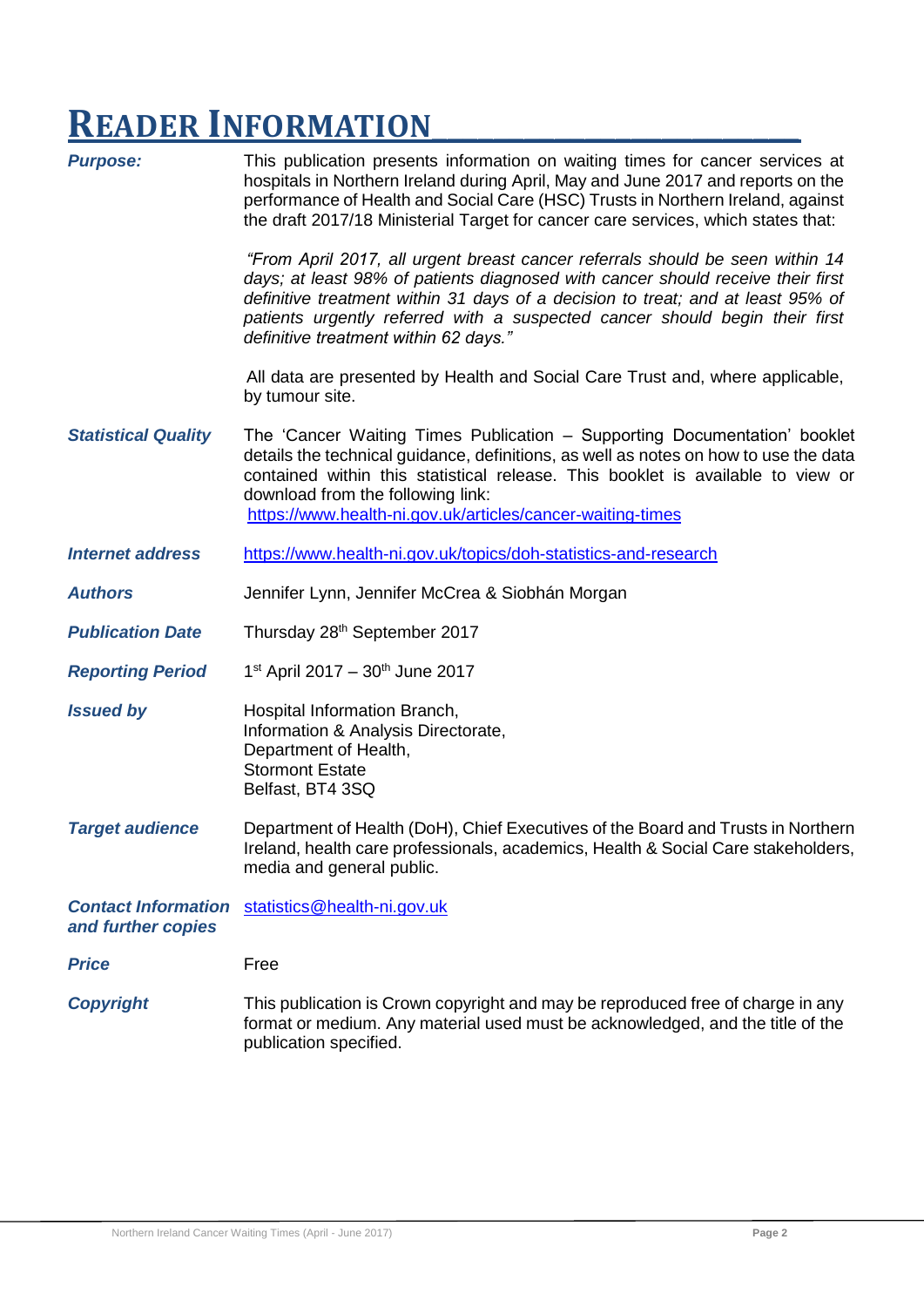# READER INFORMATION

***Purpose:*** This publication presents information on waiting times for cancer services at hospitals in Northern Ireland during April, May and June 2017 and reports on the performance of Health and Social Care (HSC) Trusts in Northern Ireland, against the draft 2017/18 Ministerial Target for cancer care services, which states that:

*"From April 2017, all urgent breast cancer referrals should be seen within 14 days; at least 98% of patients diagnosed with cancer should receive their first definitive treatment within 31 days of a decision to treat; and at least 95% of patients urgently referred with a suspected cancer should begin their first definitive treatment within 62 days."*

All data are presented by Health and Social Care Trust and, where applicable, by tumour site.

***Statistical Quality*** The 'Cancer Waiting Times Publication – Supporting Documentation' booklet details the technical guidance, definitions, as well as notes on how to use the data contained within this statistical release. This booklet is available to view or download from the following link:
https://www.health-ni.gov.uk/articles/cancer-waiting-times

***Internet address*** https://www.health-ni.gov.uk/topics/doh-statistics-and-research

***Authors*** Jennifer Lynn, Jennifer McCrea & Siobhán Morgan

***Publication Date*** Thursday 28th September 2017

***Reporting Period*** 1st April 2017 – 30th June 2017

***Issued by*** Hospital Information Branch,
Information & Analysis Directorate,
Department of Health,
Stormont Estate
Belfast, BT4 3SQ

***Target audience*** Department of Health (DoH), Chief Executives of the Board and Trusts in Northern Ireland, health care professionals, academics, Health & Social Care stakeholders, media and general public.

***Contact Information and further copies*** statistics@health-ni.gov.uk

***Price*** Free

***Copyright*** This publication is Crown copyright and may be reproduced free of charge in any format or medium. Any material used must be acknowledged, and the title of the publication specified.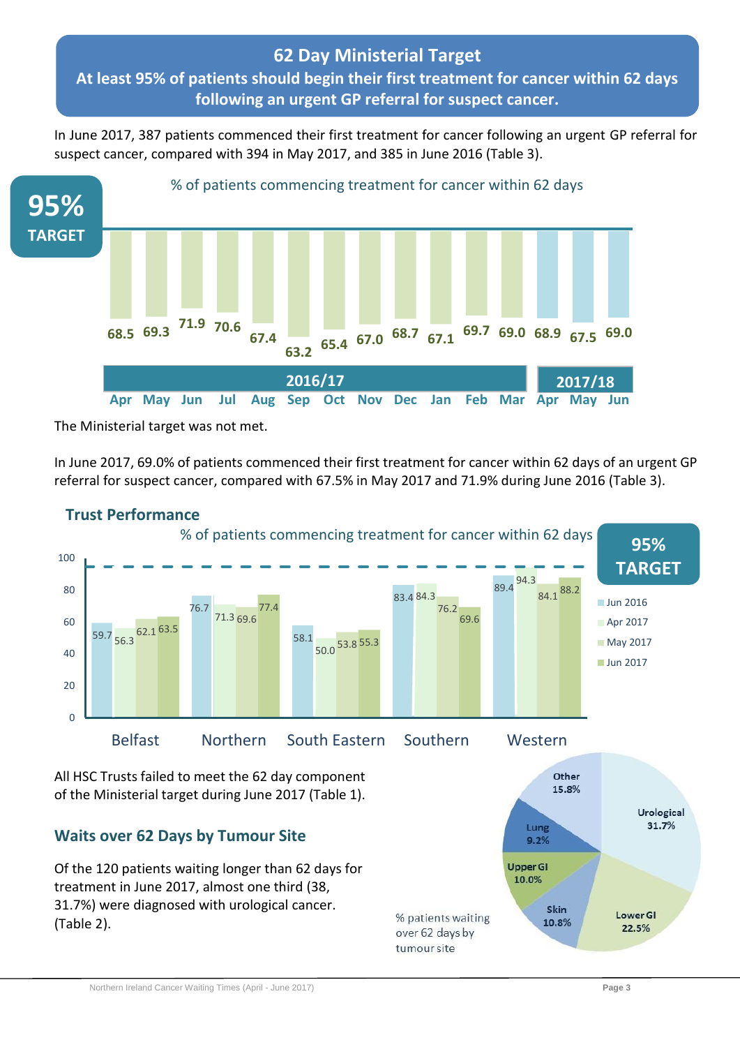## 62 Day Ministerial Target

**At least 95% of patients should begin their first treatment for cancer within 62 days following an urgent GP referral for suspect cancer.**

In June 2017, 387 patients commenced their first treatment for cancer following an urgent GP referral for suspect cancer, compared with 394 in May 2017, and 385 in June 2016 (Table 3).

% of patients commencing treatment for cancer within 62 days

**95% TARGET**

| | Apr | May | Jun | Jul | Aug | Sep | Oct | Nov | Dec | Jan | Feb | Mar | Apr | May | Jun |
|---|---|---|---|---|---|---|---|---|---|---|---|---|---|---|---|
| | 2016/17 | | | | | | | | | | | | 2017/18 | | |
| % | 68.5 | 69.3 | 71.9 | 70.6 | 67.4 | 63.2 | 65.4 | 67.0 | 68.7 | 67.1 | 69.7 | 69.0 | 68.9 | 67.5 | 69.0 |

The Ministerial target was not met.

In June 2017, 69.0% of patients commenced their first treatment for cancer within 62 days of an urgent GP referral for suspect cancer, compared with 67.5% in May 2017 and 71.9% during June 2016 (Table 3).

### Trust Performance

% of patients commencing treatment for cancer within 62 days

**95% TARGET**

| Trust | Jun 2016 | Apr 2017 | May 2017 | Jun 2017 |
|---|---|---|---|---|
| Belfast | 59.7 | 56.3 | 62.1 | 63.5 |
| Northern | 76.7 | 71.3 | 69.6 | 77.4 |
| South Eastern | 58.1 | 50.0 | 53.8 | 55.3 |
| Southern | 83.4 | 84.3 | 76.2 | 69.6 |
| Western | 89.4 | 94.3 | 84.1 | 88.2 |

All HSC Trusts failed to meet the 62 day component of the Ministerial target during June 2017 (Table 1).

### Waits over 62 Days by Tumour Site

Of the 120 patients waiting longer than 62 days for treatment in June 2017, almost one third (38, 31.7%) were diagnosed with urological cancer. (Table 2).

% patients waiting over 62 days by tumour site

| Tumour site | % |
|---|---|
| Urological | 31.7% |
| Lower GI | 22.5% |
| Skin | 10.8% |
| Upper GI | 10.0% |
| Lung | 9.2% |
| Other | 15.8% |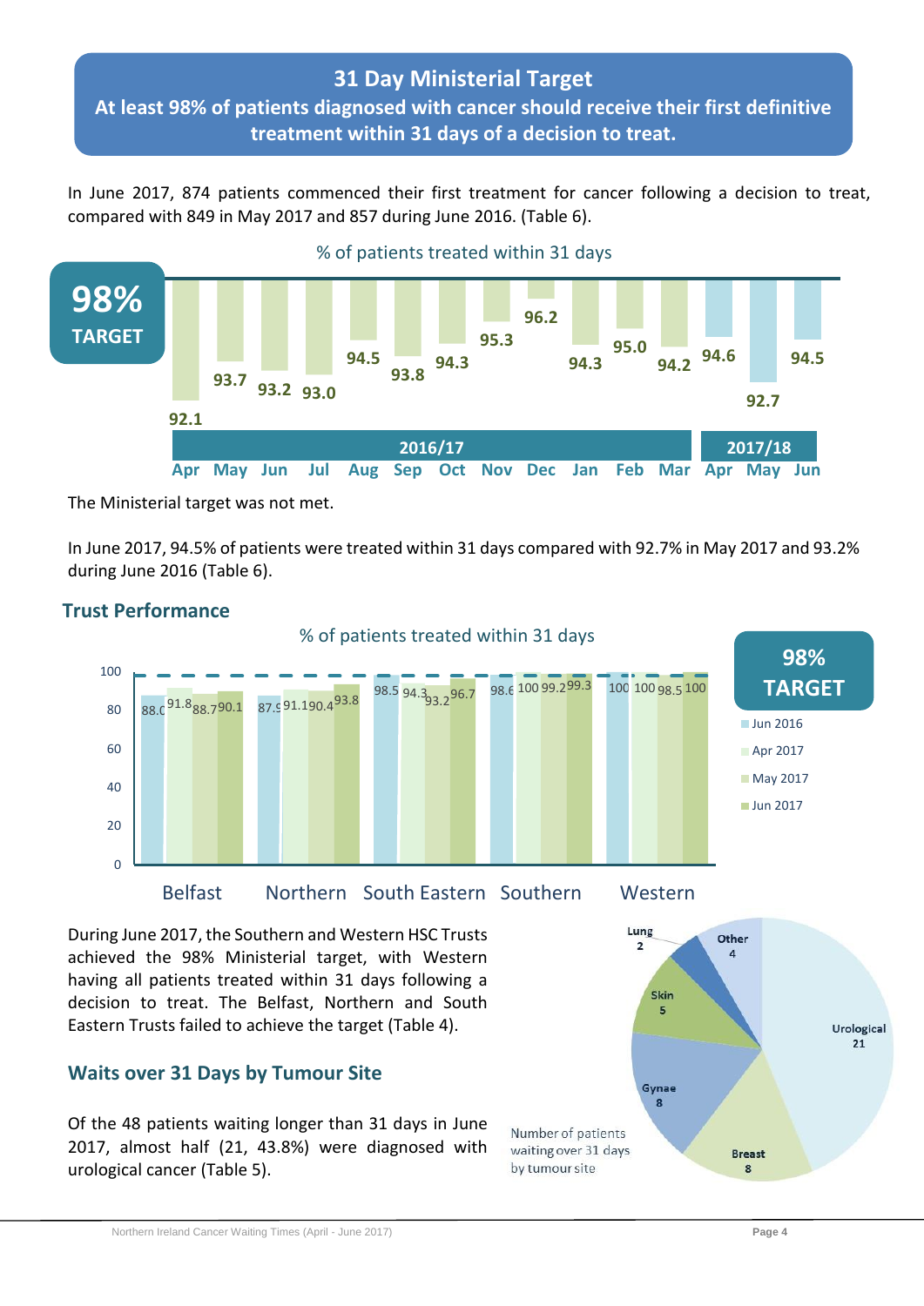## 31 Day Ministerial Target

**At least 98% of patients diagnosed with cancer should receive their first definitive treatment within 31 days of a decision to treat.**

In June 2017, 874 patients commenced their first treatment for cancer following a decision to treat, compared with 849 in May 2017 and 857 during June 2016. (Table 6).

% of patients treated within 31 days

**98% TARGET**

| | 2016/17 | | | | | | | | | | | | 2017/18 | | |
|---|---|---|---|---|---|---|---|---|---|---|---|---|---|---|---|
| Month | Apr | May | Jun | Jul | Aug | Sep | Oct | Nov | Dec | Jan | Feb | Mar | Apr | May | Jun |
| % | 92.1 | 93.7 | 93.2 | 93.0 | 94.5 | 93.8 | 94.3 | 95.3 | 96.2 | 94.3 | 95.0 | 94.2 | 94.6 | 92.7 | 94.5 |

The Ministerial target was not met.

In June 2017, 94.5% of patients were treated within 31 days compared with 92.7% in May 2017 and 93.2% during June 2016 (Table 6).

### Trust Performance

% of patients treated within 31 days

**98% TARGET**

| Trust | Jun 2016 | Apr 2017 | May 2017 | Jun 2017 |
|---|---|---|---|---|
| Belfast | 88.0 | 91.8 | 88.7 | 90.1 |
| Northern | 87.9 | 91.1 | 90.4 | 93.8 |
| South Eastern | 98.5 | 94.3 | 93.2 | 96.7 |
| Southern | 98.6 | 100 | 99.2 | 99.3 |
| Western | 100 | 100 | 98.5 | 100 |

During June 2017, the Southern and Western HSC Trusts achieved the 98% Ministerial target, with Western having all patients treated within 31 days following a decision to treat. The Belfast, Northern and South Eastern Trusts failed to achieve the target (Table 4).

### Waits over 31 Days by Tumour Site

Of the 48 patients waiting longer than 31 days in June 2017, almost half (21, 43.8%) were diagnosed with urological cancer (Table 5).

Number of patients waiting over 31 days by tumour site

| Tumour site | Number |
|---|---|
| Urological | 21 |
| Breast | 8 |
| Gynae | 8 |
| Skin | 5 |
| Lung | 2 |
| Other | 4 |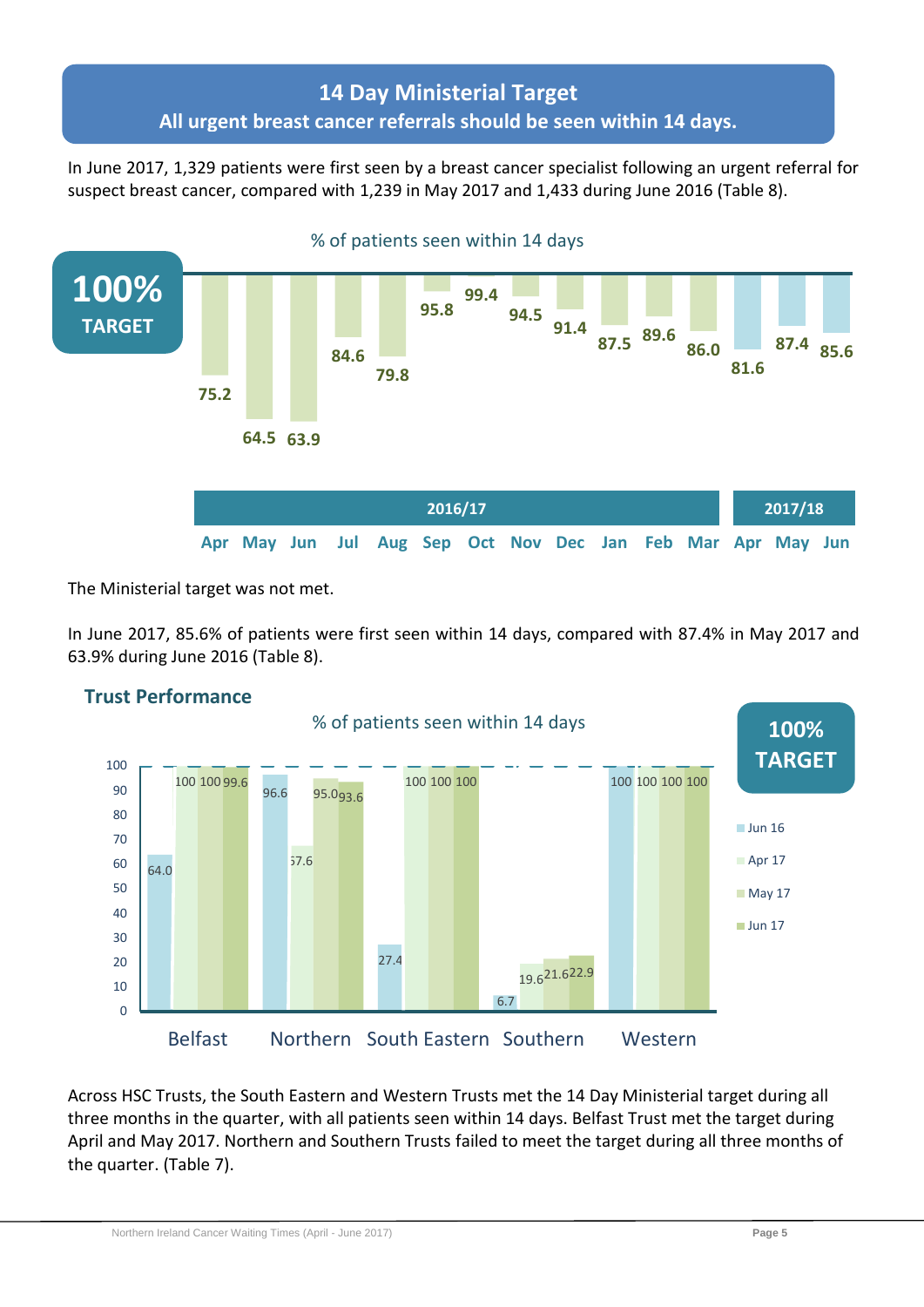## 14 Day Ministerial Target

**All urgent breast cancer referrals should be seen within 14 days.**

In June 2017, 1,329 patients were first seen by a breast cancer specialist following an urgent referral for suspect breast cancer, compared with 1,239 in May 2017 and 1,433 during June 2016 (Table 8).

**% of patients seen within 14 days**

**100% TARGET**

| | 2016/17 | | | | | | | | | | | | 2017/18 | | |
|---|---|---|---|---|---|---|---|---|---|---|---|---|---|---|---|
| | Apr | May | Jun | Jul | Aug | Sep | Oct | Nov | Dec | Jan | Feb | Mar | Apr | May | Jun |
| % | 75.2 | 64.5 | 63.9 | 84.6 | 79.8 | 95.8 | 99.4 | 94.5 | 91.4 | 87.5 | 89.6 | 86.0 | 81.6 | 87.4 | 85.6 |

The Ministerial target was not met.

In June 2017, 85.6% of patients were first seen within 14 days, compared with 87.4% in May 2017 and 63.9% during June 2016 (Table 8).

### Trust Performance

**% of patients seen within 14 days**

**100% TARGET**

| Trust | Jun 16 | Apr 17 | May 17 | Jun 17 |
|---|---|---|---|---|
| Belfast | 64.0 | 100 | 100 | 99.6 |
| Northern | 96.6 | 67.6 | 95.0 | 93.6 |
| South Eastern | 27.4 | 100 | 100 | 100 |
| Southern | 6.7 | 19.6 | 21.6 | 22.9 |
| Western | 100 | 100 | 100 | 100 |

Across HSC Trusts, the South Eastern and Western Trusts met the 14 Day Ministerial target during all three months in the quarter, with all patients seen within 14 days. Belfast Trust met the target during April and May 2017. Northern and Southern Trusts failed to meet the target during all three months of the quarter. (Table 7).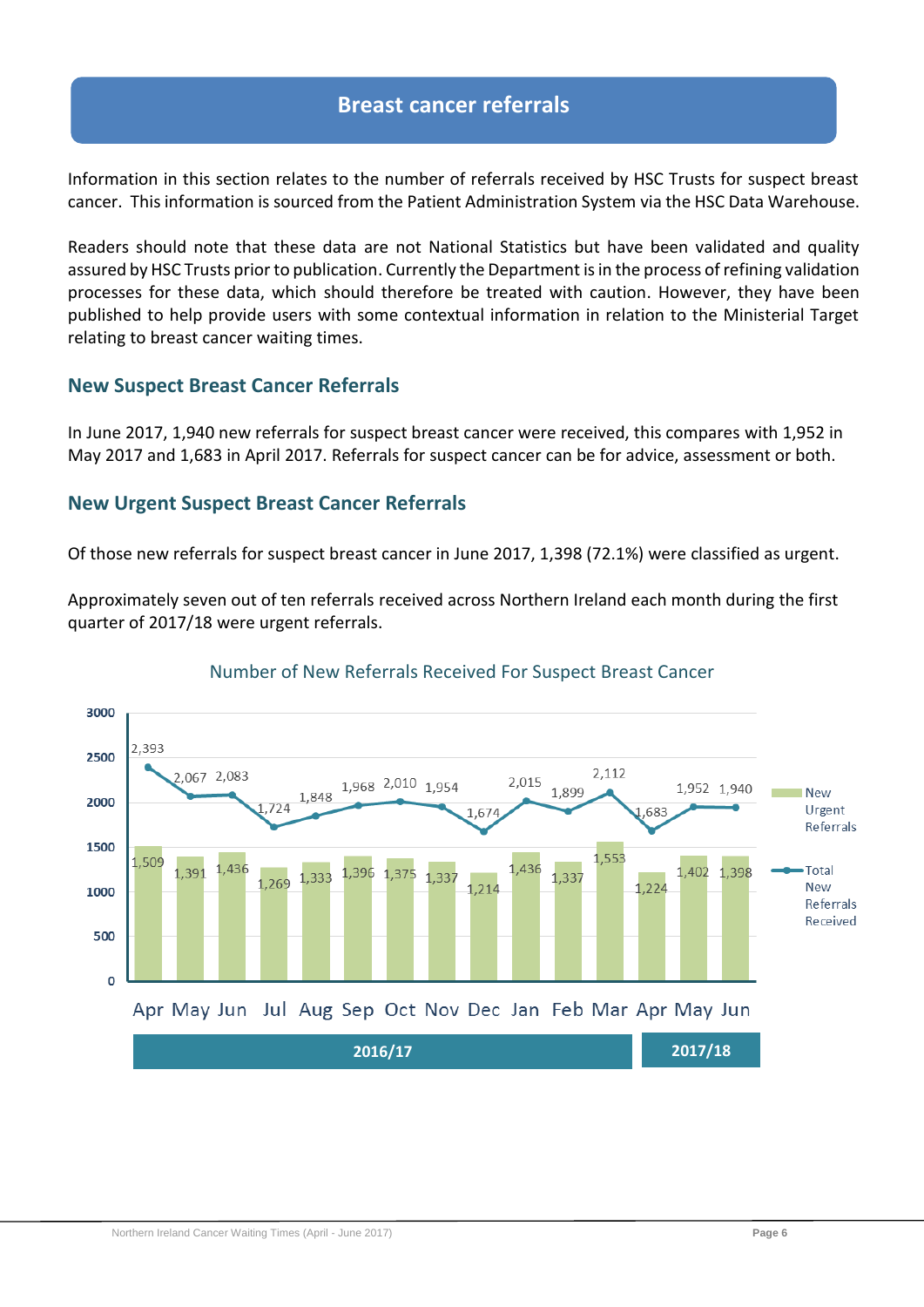## Breast cancer referrals

Information in this section relates to the number of referrals received by HSC Trusts for suspect breast cancer. This information is sourced from the Patient Administration System via the HSC Data Warehouse.

Readers should note that these data are not National Statistics but have been validated and quality assured by HSC Trusts prior to publication. Currently the Department is in the process of refining validation processes for these data, which should therefore be treated with caution. However, they have been published to help provide users with some contextual information in relation to the Ministerial Target relating to breast cancer waiting times.

### New Suspect Breast Cancer Referrals

In June 2017, 1,940 new referrals for suspect breast cancer were received, this compares with 1,952 in May 2017 and 1,683 in April 2017. Referrals for suspect cancer can be for advice, assessment or both.

### New Urgent Suspect Breast Cancer Referrals

Of those new referrals for suspect breast cancer in June 2017, 1,398 (72.1%) were classified as urgent.

Approximately seven out of ten referrals received across Northern Ireland each month during the first quarter of 2017/18 were urgent referrals.

Number of New Referrals Received For Suspect Breast Cancer

| Year | Month | New Urgent Referrals | Total New Referrals Received |
|---|---|---|---|
| 2016/17 | Apr | 1,509 | 2,393 |
| | May | 1,391 | 2,067 |
| | Jun | 1,436 | 2,083 |
| | Jul | 1,269 | 1,724 |
| | Aug | 1,333 | 1,848 |
| | Sep | 1,396 | 1,968 |
| | Oct | 1,375 | 2,010 |
| | Nov | 1,337 | 1,954 |
| | Dec | 1,214 | 1,674 |
| | Jan | 1,436 | 2,015 |
| | Feb | 1,337 | 1,899 |
| | Mar | 1,553 | 2,112 |
| 2017/18 | Apr | 1,224 | 1,683 |
| | May | 1,402 | 1,952 |
| | Jun | 1,398 | 1,940 |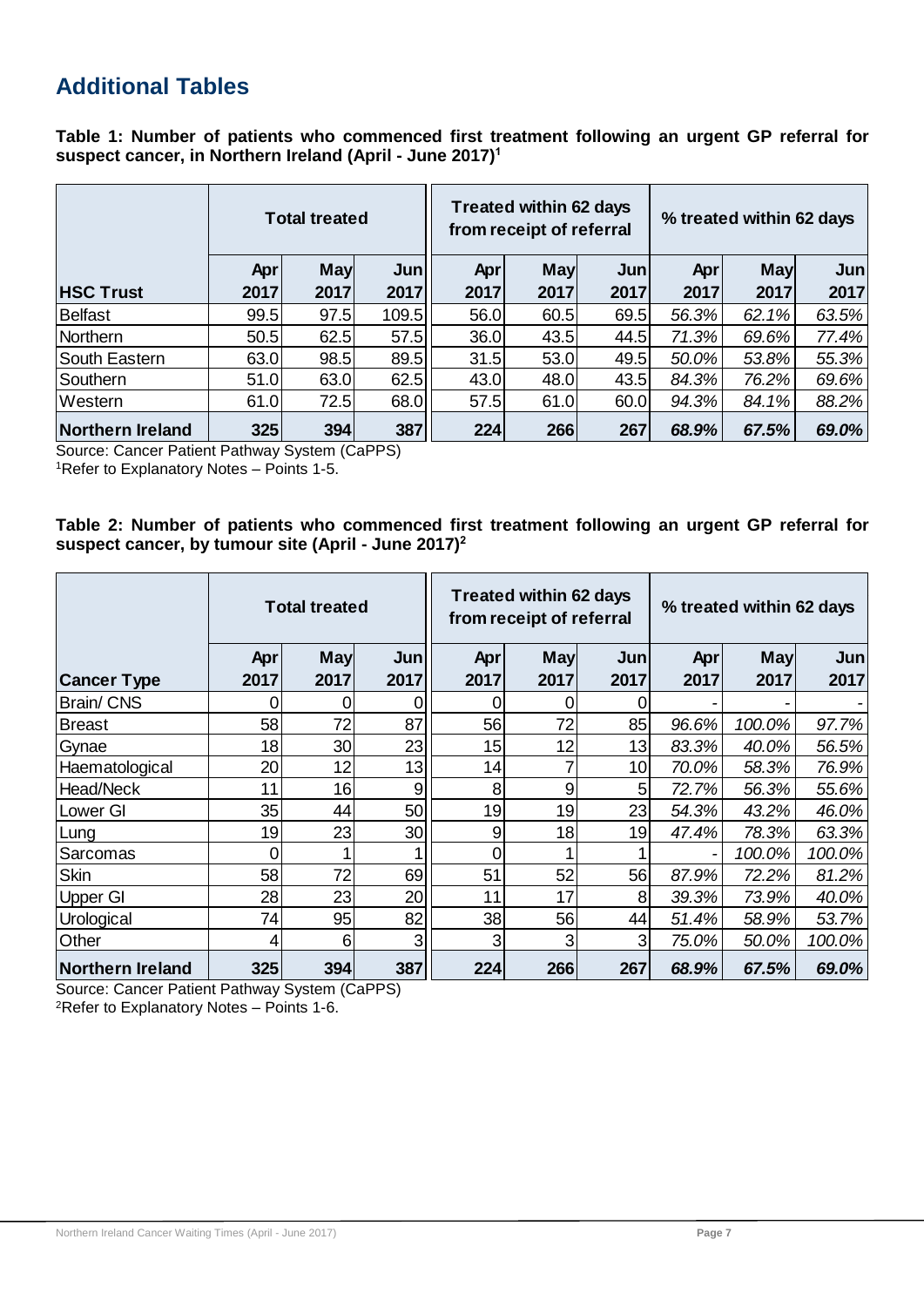## Additional Tables

**Table 1: Number of patients who commenced first treatment following an urgent GP referral for suspect cancer, in Northern Ireland (April - June 2017)[1]**

| HSC Trust | Total treated | | | Treated within 62 days from receipt of referral | | | % treated within 62 days | | |
|---|---|---|---|---|---|---|---|---|---|
| | Apr 2017 | May 2017 | Jun 2017 | Apr 2017 | May 2017 | Jun 2017 | Apr 2017 | May 2017 | Jun 2017 |
| Belfast | 99.5 | 97.5 | 109.5 | 56.0 | 60.5 | 69.5 | *56.3%* | *62.1%* | *63.5%* |
| Northern | 50.5 | 62.5 | 57.5 | 36.0 | 43.5 | 44.5 | *71.3%* | *69.6%* | *77.4%* |
| South Eastern | 63.0 | 98.5 | 89.5 | 31.5 | 53.0 | 49.5 | *50.0%* | *53.8%* | *55.3%* |
| Southern | 51.0 | 63.0 | 62.5 | 43.0 | 48.0 | 43.5 | *84.3%* | *76.2%* | *69.6%* |
| Western | 61.0 | 72.5 | 68.0 | 57.5 | 61.0 | 60.0 | *94.3%* | *84.1%* | *88.2%* |
| **Northern Ireland** | **325** | **394** | **387** | **224** | **266** | **267** | ***68.9%*** | ***67.5%*** | ***69.0%*** |

Source: Cancer Patient Pathway System (CaPPS)
[1]Refer to Explanatory Notes – Points 1-5.

**Table 2: Number of patients who commenced first treatment following an urgent GP referral for suspect cancer, by tumour site (April - June 2017)[2]**

| Cancer Type | Total treated | | | Treated within 62 days from receipt of referral | | | % treated within 62 days | | |
|---|---|---|---|---|---|---|---|---|---|
| | Apr 2017 | May 2017 | Jun 2017 | Apr 2017 | May 2017 | Jun 2017 | Apr 2017 | May 2017 | Jun 2017 |
| Brain/ CNS | 0 | 0 | 0 | 0 | 0 | 0 | - | - | - |
| Breast | 58 | 72 | 87 | 56 | 72 | 85 | *96.6%* | *100.0%* | *97.7%* |
| Gynae | 18 | 30 | 23 | 15 | 12 | 13 | *83.3%* | *40.0%* | *56.5%* |
| Haematological | 20 | 12 | 13 | 14 | 7 | 10 | *70.0%* | *58.3%* | *76.9%* |
| Head/Neck | 11 | 16 | 9 | 8 | 9 | 5 | *72.7%* | *56.3%* | *55.6%* |
| Lower GI | 35 | 44 | 50 | 19 | 19 | 23 | *54.3%* | *43.2%* | *46.0%* |
| Lung | 19 | 23 | 30 | 9 | 18 | 19 | *47.4%* | *78.3%* | *63.3%* |
| Sarcomas | 0 | 1 | 1 | 0 | 1 | 1 | - | *100.0%* | *100.0%* |
| Skin | 58 | 72 | 69 | 51 | 52 | 56 | *87.9%* | *72.2%* | *81.2%* |
| Upper GI | 28 | 23 | 20 | 11 | 17 | 8 | *39.3%* | *73.9%* | *40.0%* |
| Urological | 74 | 95 | 82 | 38 | 56 | 44 | *51.4%* | *58.9%* | *53.7%* |
| Other | 4 | 6 | 3 | 3 | 3 | 3 | *75.0%* | *50.0%* | *100.0%* |
| **Northern Ireland** | **325** | **394** | **387** | **224** | **266** | **267** | ***68.9%*** | ***67.5%*** | ***69.0%*** |

Source: Cancer Patient Pathway System (CaPPS)
[2]Refer to Explanatory Notes – Points 1-6.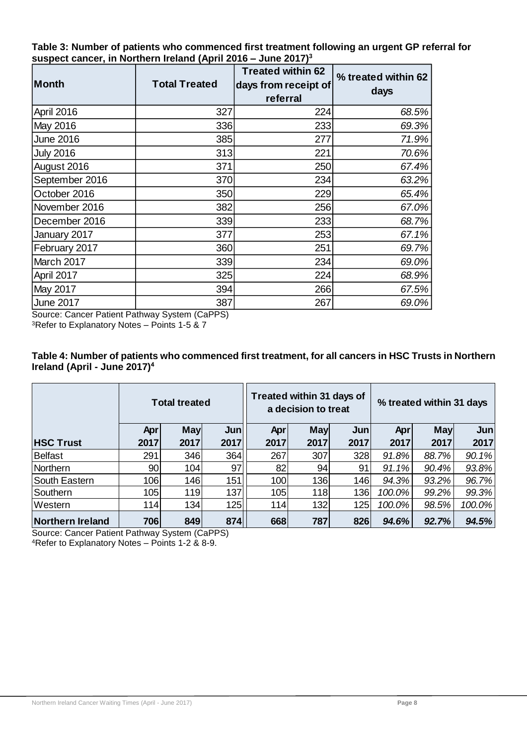**Table 3: Number of patients who commenced first treatment following an urgent GP referral for suspect cancer, in Northern Ireland (April 2016 – June 2017)[3]**

| Month | Total Treated | Treated within 62 days from receipt of referral | % treated within 62 days |
|---|---|---|---|
| April 2016 | 327 | 224 | *68.5%* |
| May 2016 | 336 | 233 | *69.3%* |
| June 2016 | 385 | 277 | *71.9%* |
| July 2016 | 313 | 221 | *70.6%* |
| August 2016 | 371 | 250 | *67.4%* |
| September 2016 | 370 | 234 | *63.2%* |
| October 2016 | 350 | 229 | *65.4%* |
| November 2016 | 382 | 256 | *67.0%* |
| December 2016 | 339 | 233 | *68.7%* |
| January 2017 | 377 | 253 | *67.1%* |
| February 2017 | 360 | 251 | *69.7%* |
| March 2017 | 339 | 234 | *69.0%* |
| April 2017 | 325 | 224 | *68.9%* |
| May 2017 | 394 | 266 | *67.5%* |
| June 2017 | 387 | 267 | *69.0%* |

Source: Cancer Patient Pathway System (CaPPS)
[3]Refer to Explanatory Notes – Points 1-5 & 7

**Table 4: Number of patients who commenced first treatment, for all cancers in HSC Trusts in Northern Ireland (April - June 2017)[4]**

| | Total treated | | | Treated within 31 days of a decision to treat | | | % treated within 31 days | | |
|---|---|---|---|---|---|---|---|---|---|
| **HSC Trust** | **Apr 2017** | **May 2017** | **Jun 2017** | **Apr 2017** | **May 2017** | **Jun 2017** | **Apr 2017** | **May 2017** | **Jun 2017** |
| Belfast | 291 | 346 | 364 | 267 | 307 | 328 | *91.8%* | *88.7%* | *90.1%* |
| Northern | 90 | 104 | 97 | 82 | 94 | 91 | *91.1%* | *90.4%* | *93.8%* |
| South Eastern | 106 | 146 | 151 | 100 | 136 | 146 | *94.3%* | *93.2%* | *96.7%* |
| Southern | 105 | 119 | 137 | 105 | 118 | 136 | *100.0%* | *99.2%* | *99.3%* |
| Western | 114 | 134 | 125 | 114 | 132 | 125 | *100.0%* | *98.5%* | *100.0%* |
| **Northern Ireland** | **706** | **849** | **874** | **668** | **787** | **826** | ***94.6%*** | ***92.7%*** | ***94.5%*** |

Source: Cancer Patient Pathway System (CaPPS)
[4]Refer to Explanatory Notes – Points 1-2 & 8-9.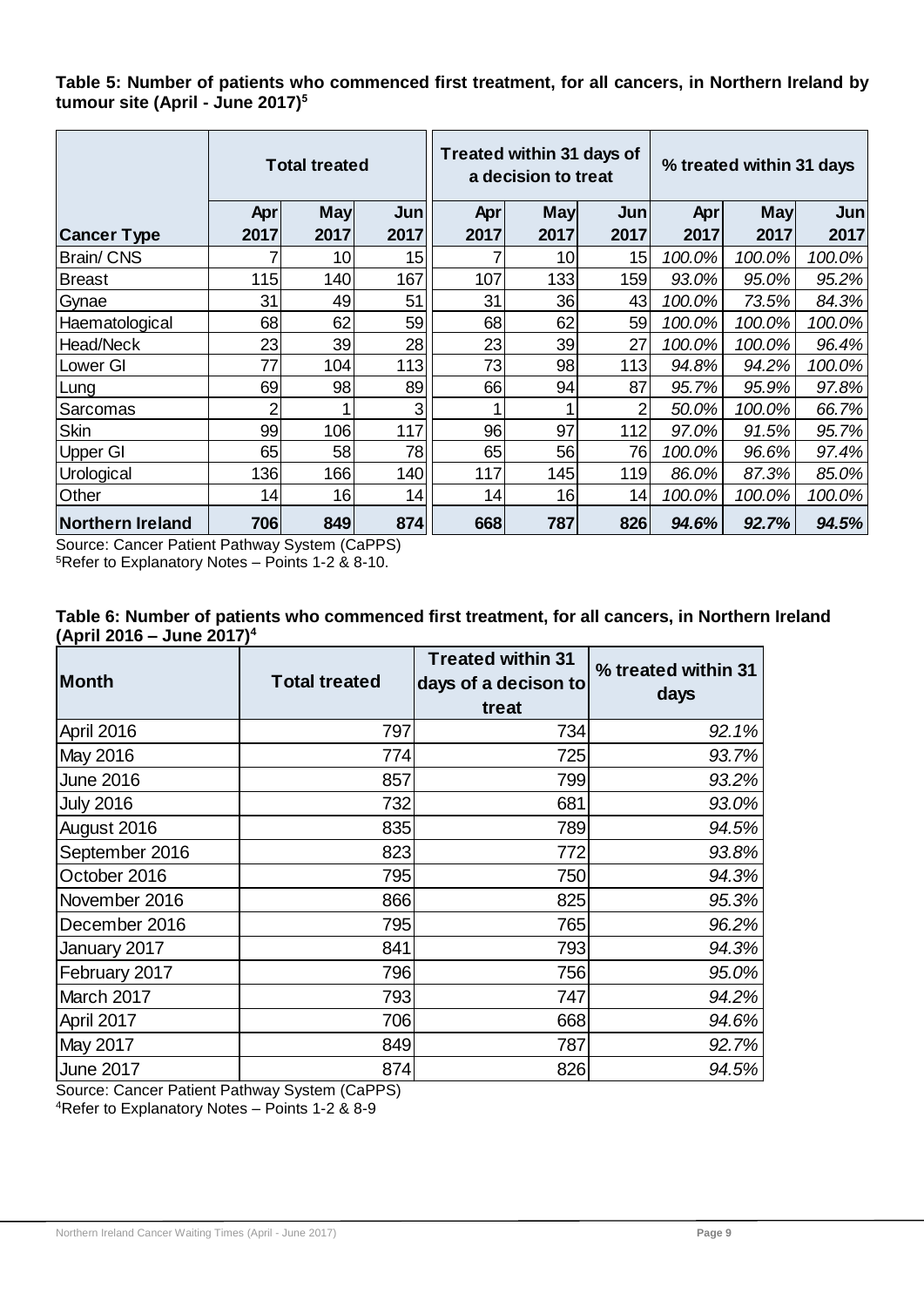**Table 5: Number of patients who commenced first treatment, for all cancers, in Northern Ireland by tumour site (April - June 2017)[5]**

| | Total treated | | | Treated within 31 days of a decision to treat | | | % treated within 31 days | | |
|---|---|---|---|---|---|---|---|---|---|
| **Cancer Type** | **Apr 2017** | **May 2017** | **Jun 2017** | **Apr 2017** | **May 2017** | **Jun 2017** | **Apr 2017** | **May 2017** | **Jun 2017** |
| Brain/ CNS | 7 | 10 | 15 | 7 | 10 | 15 | *100.0%* | *100.0%* | *100.0%* |
| Breast | 115 | 140 | 167 | 107 | 133 | 159 | *93.0%* | *95.0%* | *95.2%* |
| Gynae | 31 | 49 | 51 | 31 | 36 | 43 | *100.0%* | *73.5%* | *84.3%* |
| Haematological | 68 | 62 | 59 | 68 | 62 | 59 | *100.0%* | *100.0%* | *100.0%* |
| Head/Neck | 23 | 39 | 28 | 23 | 39 | 27 | *100.0%* | *100.0%* | *96.4%* |
| Lower GI | 77 | 104 | 113 | 73 | 98 | 113 | *94.8%* | *94.2%* | *100.0%* |
| Lung | 69 | 98 | 89 | 66 | 94 | 87 | *95.7%* | *95.9%* | *97.8%* |
| Sarcomas | 2 | 1 | 3 | 1 | 1 | 2 | *50.0%* | *100.0%* | *66.7%* |
| Skin | 99 | 106 | 117 | 96 | 97 | 112 | *97.0%* | *91.5%* | *95.7%* |
| Upper GI | 65 | 58 | 78 | 65 | 56 | 76 | *100.0%* | *96.6%* | *97.4%* |
| Urological | 136 | 166 | 140 | 117 | 145 | 119 | *86.0%* | *87.3%* | *85.0%* |
| Other | 14 | 16 | 14 | 14 | 16 | 14 | *100.0%* | *100.0%* | *100.0%* |
| **Northern Ireland** | **706** | **849** | **874** | **668** | **787** | **826** | ***94.6%*** | ***92.7%*** | ***94.5%*** |

Source: Cancer Patient Pathway System (CaPPS)
[5]Refer to Explanatory Notes – Points 1-2 & 8-10.

**Table 6: Number of patients who commenced first treatment, for all cancers, in Northern Ireland (April 2016 – June 2017)[4]**

| Month | Total treated | Treated within 31 days of a decison to treat | % treated within 31 days |
|---|---|---|---|
| April 2016 | 797 | 734 | *92.1%* |
| May 2016 | 774 | 725 | *93.7%* |
| June 2016 | 857 | 799 | *93.2%* |
| July 2016 | 732 | 681 | *93.0%* |
| August 2016 | 835 | 789 | *94.5%* |
| September 2016 | 823 | 772 | *93.8%* |
| October 2016 | 795 | 750 | *94.3%* |
| November 2016 | 866 | 825 | *95.3%* |
| December 2016 | 795 | 765 | *96.2%* |
| January 2017 | 841 | 793 | *94.3%* |
| February 2017 | 796 | 756 | *95.0%* |
| March 2017 | 793 | 747 | *94.2%* |
| April 2017 | 706 | 668 | *94.6%* |
| May 2017 | 849 | 787 | *92.7%* |
| June 2017 | 874 | 826 | *94.5%* |

Source: Cancer Patient Pathway System (CaPPS)
[4]Refer to Explanatory Notes – Points 1-2 & 8-9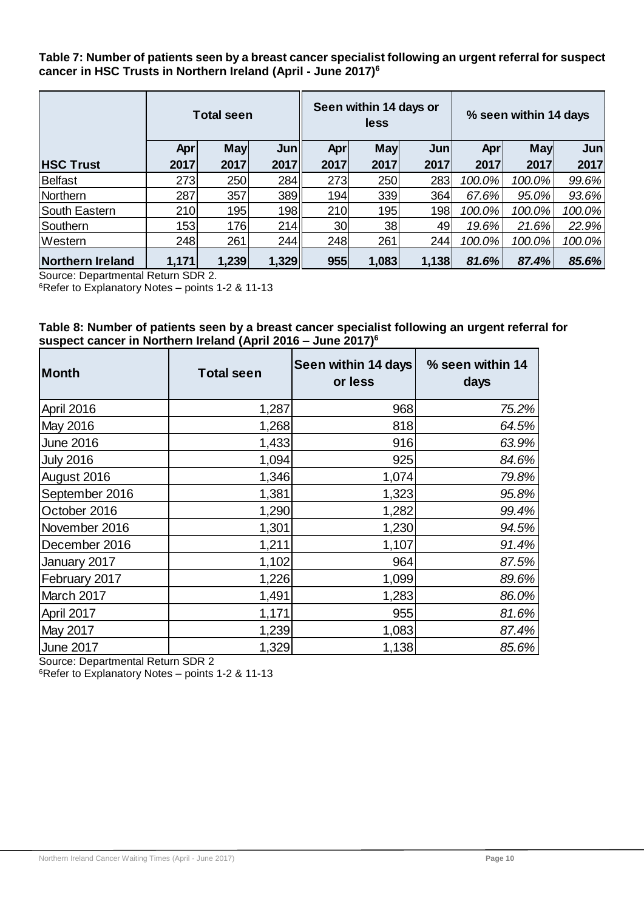**Table 7: Number of patients seen by a breast cancer specialist following an urgent referral for suspect cancer in HSC Trusts in Northern Ireland (April - June 2017)[6]**

| | Total seen | | | Seen within 14 days or less | | | % seen within 14 days | | |
|---|---|---|---|---|---|---|---|---|---|
| **HSC Trust** | **Apr 2017** | **May 2017** | **Jun 2017** | **Apr 2017** | **May 2017** | **Jun 2017** | **Apr 2017** | **May 2017** | **Jun 2017** |
| Belfast | 273 | 250 | 284 | 273 | 250 | 283 | *100.0%* | *100.0%* | *99.6%* |
| Northern | 287 | 357 | 389 | 194 | 339 | 364 | *67.6%* | *95.0%* | *93.6%* |
| South Eastern | 210 | 195 | 198 | 210 | 195 | 198 | *100.0%* | *100.0%* | *100.0%* |
| Southern | 153 | 176 | 214 | 30 | 38 | 49 | *19.6%* | *21.6%* | *22.9%* |
| Western | 248 | 261 | 244 | 248 | 261 | 244 | *100.0%* | *100.0%* | *100.0%* |
| **Northern Ireland** | **1,171** | **1,239** | **1,329** | **955** | **1,083** | **1,138** | ***81.6%*** | ***87.4%*** | ***85.6%*** |

Source: Departmental Return SDR 2.
[6]Refer to Explanatory Notes – points 1-2 & 11-13

**Table 8: Number of patients seen by a breast cancer specialist following an urgent referral for suspect cancer in Northern Ireland (April 2016 – June 2017)[6]**

| Month | Total seen | Seen within 14 days or less | % seen within 14 days |
|---|---|---|---|
| April 2016 | 1,287 | 968 | *75.2%* |
| May 2016 | 1,268 | 818 | *64.5%* |
| June 2016 | 1,433 | 916 | *63.9%* |
| July 2016 | 1,094 | 925 | *84.6%* |
| August 2016 | 1,346 | 1,074 | *79.8%* |
| September 2016 | 1,381 | 1,323 | *95.8%* |
| October 2016 | 1,290 | 1,282 | *99.4%* |
| November 2016 | 1,301 | 1,230 | *94.5%* |
| December 2016 | 1,211 | 1,107 | *91.4%* |
| January 2017 | 1,102 | 964 | *87.5%* |
| February 2017 | 1,226 | 1,099 | *89.6%* |
| March 2017 | 1,491 | 1,283 | *86.0%* |
| April 2017 | 1,171 | 955 | *81.6%* |
| May 2017 | 1,239 | 1,083 | *87.4%* |
| June 2017 | 1,329 | 1,138 | *85.6%* |

Source: Departmental Return SDR 2
[6]Refer to Explanatory Notes – points 1-2 & 11-13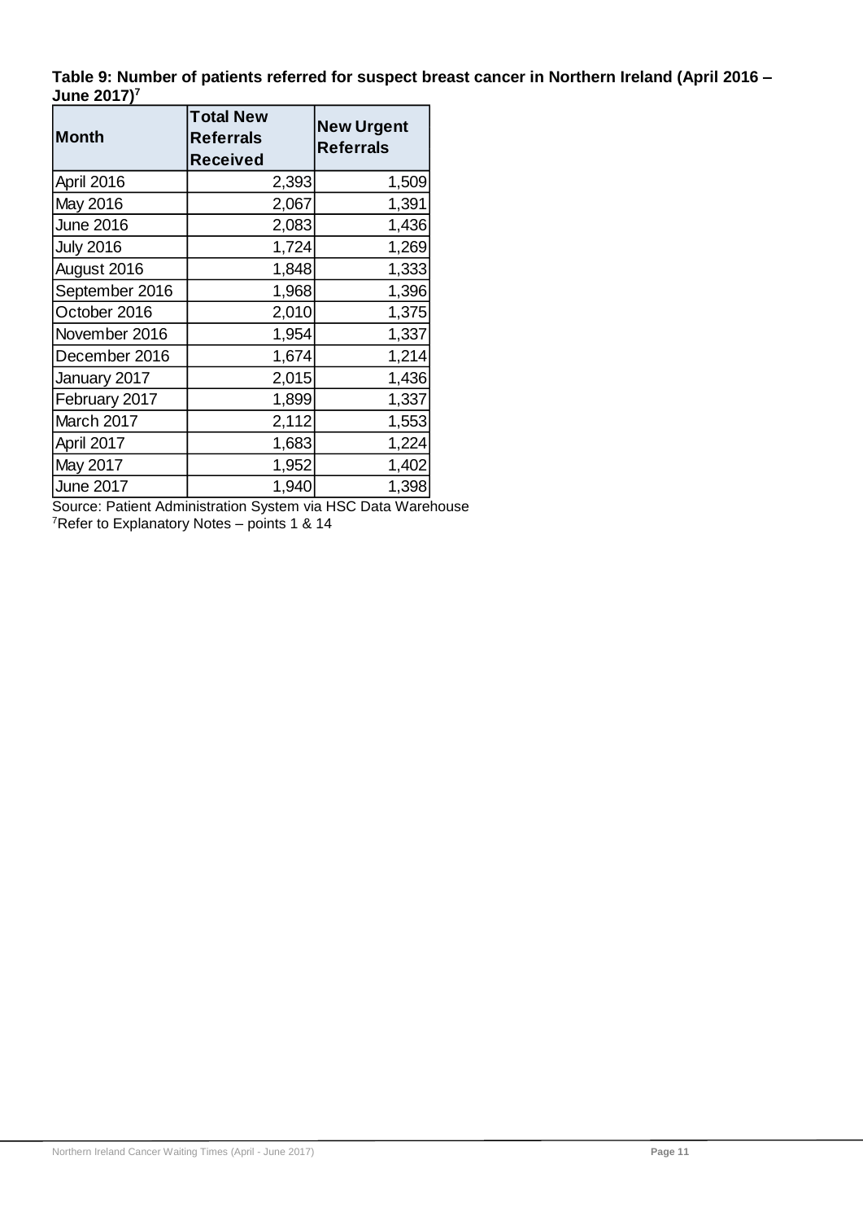**Table 9: Number of patients referred for suspect breast cancer in Northern Ireland (April 2016 – June 2017)[7]**

| Month | Total New Referrals Received | New Urgent Referrals |
|---|---|---|
| April 2016 | 2,393 | 1,509 |
| May 2016 | 2,067 | 1,391 |
| June 2016 | 2,083 | 1,436 |
| July 2016 | 1,724 | 1,269 |
| August 2016 | 1,848 | 1,333 |
| September 2016 | 1,968 | 1,396 |
| October 2016 | 2,010 | 1,375 |
| November 2016 | 1,954 | 1,337 |
| December 2016 | 1,674 | 1,214 |
| January 2017 | 2,015 | 1,436 |
| February 2017 | 1,899 | 1,337 |
| March 2017 | 2,112 | 1,553 |
| April 2017 | 1,683 | 1,224 |
| May 2017 | 1,952 | 1,402 |
| June 2017 | 1,940 | 1,398 |

Source: Patient Administration System via HSC Data Warehouse

[7]Refer to Explanatory Notes – points 1 & 14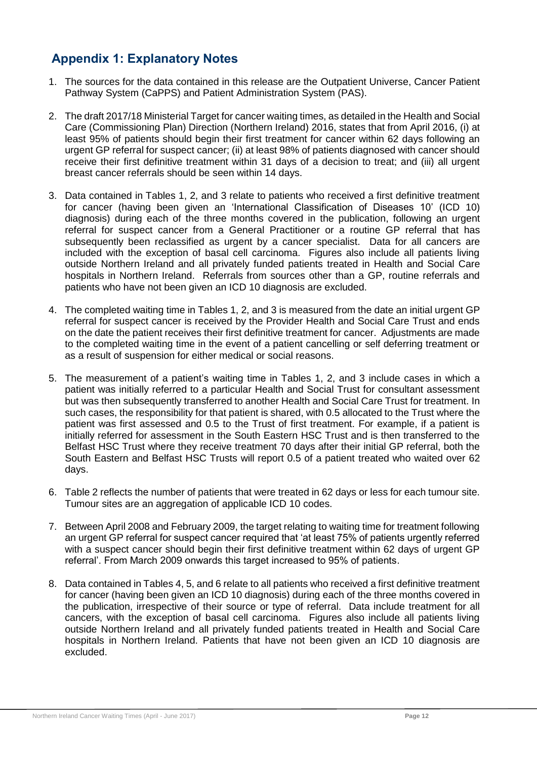## Appendix 1: Explanatory Notes

1. The sources for the data contained in this release are the Outpatient Universe, Cancer Patient Pathway System (CaPPS) and Patient Administration System (PAS).

2. The draft 2017/18 Ministerial Target for cancer waiting times, as detailed in the Health and Social Care (Commissioning Plan) Direction (Northern Ireland) 2016, states that from April 2016, (i) at least 95% of patients should begin their first treatment for cancer within 62 days following an urgent GP referral for suspect cancer; (ii) at least 98% of patients diagnosed with cancer should receive their first definitive treatment within 31 days of a decision to treat; and (iii) all urgent breast cancer referrals should be seen within 14 days.

3. Data contained in Tables 1, 2, and 3 relate to patients who received a first definitive treatment for cancer (having been given an 'International Classification of Diseases 10' (ICD 10) diagnosis) during each of the three months covered in the publication, following an urgent referral for suspect cancer from a General Practitioner or a routine GP referral that has subsequently been reclassified as urgent by a cancer specialist. Data for all cancers are included with the exception of basal cell carcinoma. Figures also include all patients living outside Northern Ireland and all privately funded patients treated in Health and Social Care hospitals in Northern Ireland. Referrals from sources other than a GP, routine referrals and patients who have not been given an ICD 10 diagnosis are excluded.

4. The completed waiting time in Tables 1, 2, and 3 is measured from the date an initial urgent GP referral for suspect cancer is received by the Provider Health and Social Care Trust and ends on the date the patient receives their first definitive treatment for cancer. Adjustments are made to the completed waiting time in the event of a patient cancelling or self deferring treatment or as a result of suspension for either medical or social reasons.

5. The measurement of a patient's waiting time in Tables 1, 2, and 3 include cases in which a patient was initially referred to a particular Health and Social Trust for consultant assessment but was then subsequently transferred to another Health and Social Care Trust for treatment. In such cases, the responsibility for that patient is shared, with 0.5 allocated to the Trust where the patient was first assessed and 0.5 to the Trust of first treatment. For example, if a patient is initially referred for assessment in the South Eastern HSC Trust and is then transferred to the Belfast HSC Trust where they receive treatment 70 days after their initial GP referral, both the South Eastern and Belfast HSC Trusts will report 0.5 of a patient treated who waited over 62 days.

6. Table 2 reflects the number of patients that were treated in 62 days or less for each tumour site. Tumour sites are an aggregation of applicable ICD 10 codes.

7. Between April 2008 and February 2009, the target relating to waiting time for treatment following an urgent GP referral for suspect cancer required that 'at least 75% of patients urgently referred with a suspect cancer should begin their first definitive treatment within 62 days of urgent GP referral'. From March 2009 onwards this target increased to 95% of patients.

8. Data contained in Tables 4, 5, and 6 relate to all patients who received a first definitive treatment for cancer (having been given an ICD 10 diagnosis) during each of the three months covered in the publication, irrespective of their source or type of referral. Data include treatment for all cancers, with the exception of basal cell carcinoma. Figures also include all patients living outside Northern Ireland and all privately funded patients treated in Health and Social Care hospitals in Northern Ireland. Patients that have not been given an ICD 10 diagnosis are excluded.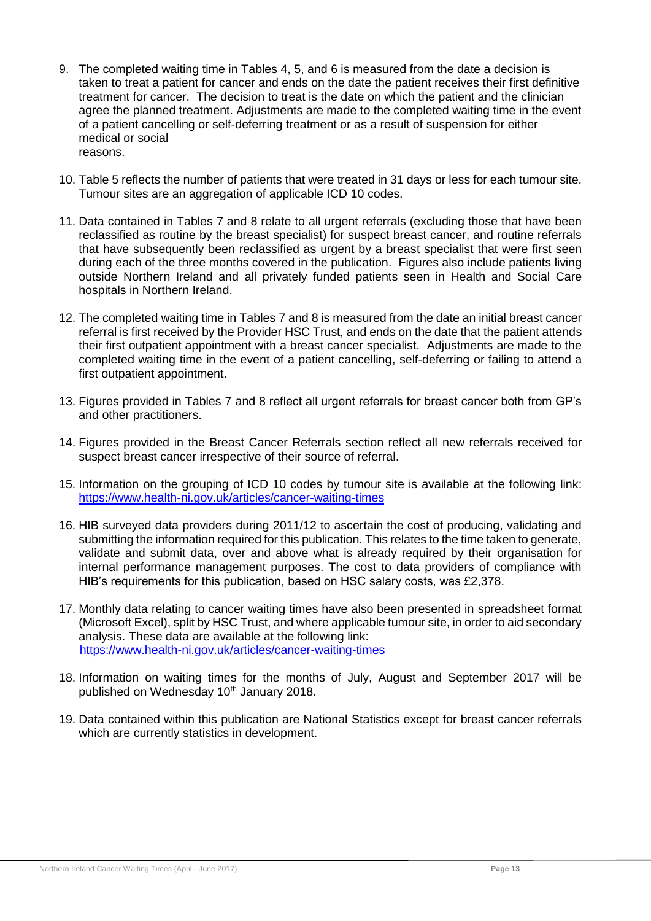9. The completed waiting time in Tables 4, 5, and 6 is measured from the date a decision is taken to treat a patient for cancer and ends on the date the patient receives their first definitive treatment for cancer. The decision to treat is the date on which the patient and the clinician agree the planned treatment. Adjustments are made to the completed waiting time in the event of a patient cancelling or self-deferring treatment or as a result of suspension for either medical or social reasons.

10. Table 5 reflects the number of patients that were treated in 31 days or less for each tumour site. Tumour sites are an aggregation of applicable ICD 10 codes.

11. Data contained in Tables 7 and 8 relate to all urgent referrals (excluding those that have been reclassified as routine by the breast specialist) for suspect breast cancer, and routine referrals that have subsequently been reclassified as urgent by a breast specialist that were first seen during each of the three months covered in the publication. Figures also include patients living outside Northern Ireland and all privately funded patients seen in Health and Social Care hospitals in Northern Ireland.

12. The completed waiting time in Tables 7 and 8 is measured from the date an initial breast cancer referral is first received by the Provider HSC Trust, and ends on the date that the patient attends their first outpatient appointment with a breast cancer specialist. Adjustments are made to the completed waiting time in the event of a patient cancelling, self-deferring or failing to attend a first outpatient appointment.

13. Figures provided in Tables 7 and 8 reflect all urgent referrals for breast cancer both from GP's and other practitioners.

14. Figures provided in the Breast Cancer Referrals section reflect all new referrals received for suspect breast cancer irrespective of their source of referral.

15. Information on the grouping of ICD 10 codes by tumour site is available at the following link: https://www.health-ni.gov.uk/articles/cancer-waiting-times

16. HIB surveyed data providers during 2011/12 to ascertain the cost of producing, validating and submitting the information required for this publication. This relates to the time taken to generate, validate and submit data, over and above what is already required by their organisation for internal performance management purposes. The cost to data providers of compliance with HIB's requirements for this publication, based on HSC salary costs, was £2,378.

17. Monthly data relating to cancer waiting times have also been presented in spreadsheet format (Microsoft Excel), split by HSC Trust, and where applicable tumour site, in order to aid secondary analysis. These data are available at the following link: https://www.health-ni.gov.uk/articles/cancer-waiting-times

18. Information on waiting times for the months of July, August and September 2017 will be published on Wednesday 10th January 2018.

19. Data contained within this publication are National Statistics except for breast cancer referrals which are currently statistics in development.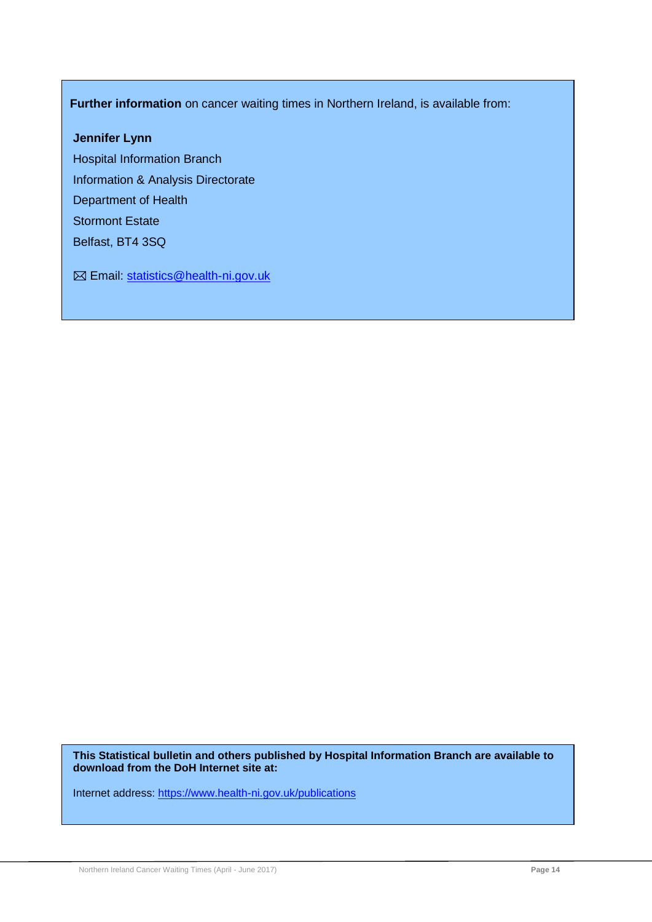**Further information** on cancer waiting times in Northern Ireland, is available from:

**Jennifer Lynn**

Hospital Information Branch

Information & Analysis Directorate

Department of Health

Stormont Estate

Belfast, BT4 3SQ

✉ Email: statistics@health-ni.gov.uk

**This Statistical bulletin and others published by Hospital Information Branch are available to download from the DoH Internet site at:**

Internet address: https://www.health-ni.gov.uk/publications